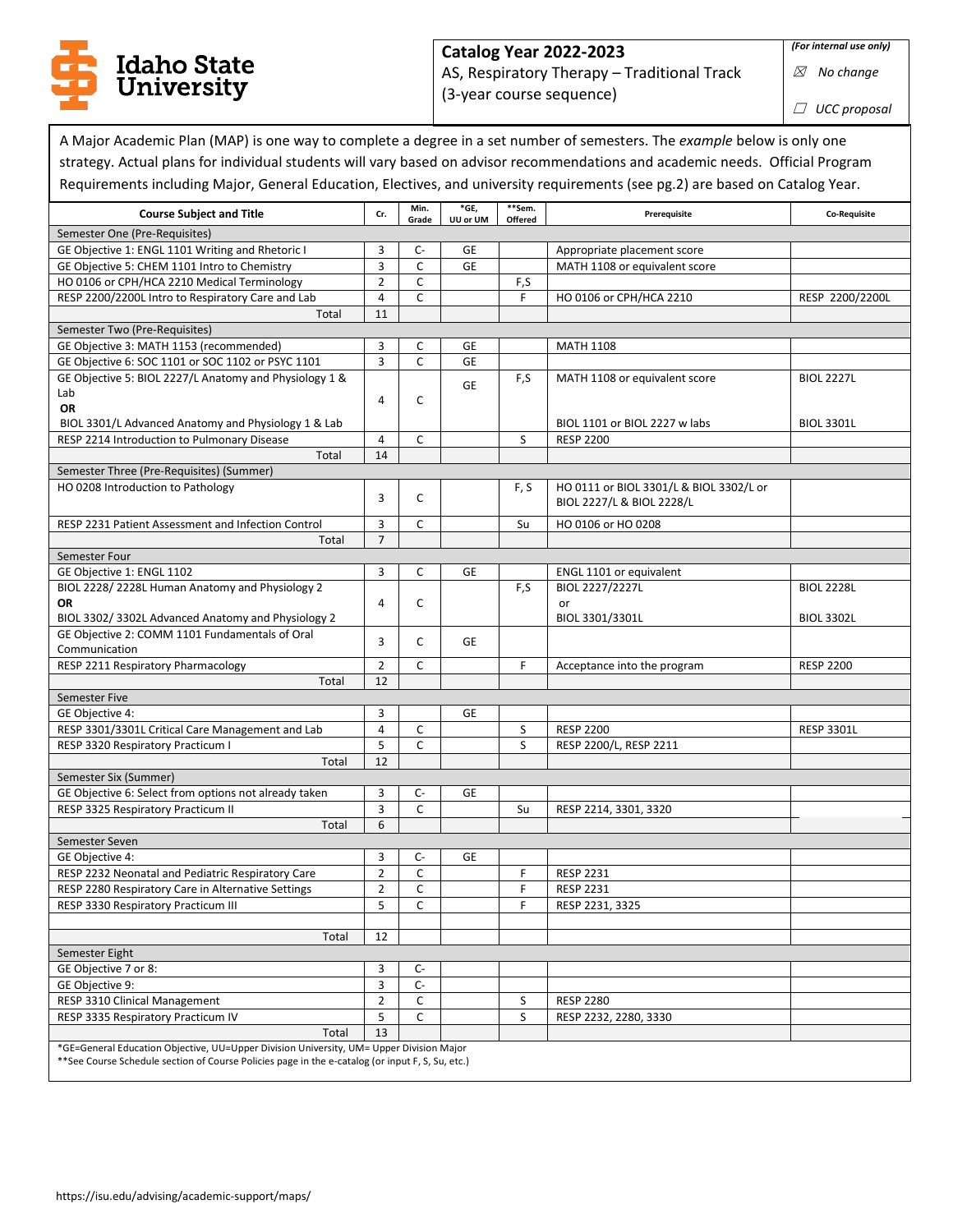Idaho State University

**Catalog Year 2022-2023**
AS, Respiratory Therapy – Traditional Track
(3-year course sequence)

*(For internal use only)*
☒ *No change*
☐ *UCC proposal*

A Major Academic Plan (MAP) is one way to complete a degree in a set number of semesters. The *example* below is only one strategy. Actual plans for individual students will vary based on advisor recommendations and academic needs. Official Program Requirements including Major, General Education, Electives, and university requirements (see pg.2) are based on Catalog Year.

| Course Subject and Title | Cr. | Min. Grade | *GE, UU or UM | **Sem. Offered | Prerequisite | Co-Requisite |
|---|---|---|---|---|---|---|
| Semester One (Pre-Requisites) | | | | | | |
| GE Objective 1: ENGL 1101 Writing and Rhetoric I | 3 | C- | GE | | Appropriate placement score | |
| GE Objective 5: CHEM 1101 Intro to Chemistry | 3 | C | GE | | MATH 1108 or equivalent score | |
| HO 0106 or CPH/HCA 2210 Medical Terminology | 2 | C | | F,S | | |
| RESP 2200/2200L Intro to Respiratory Care and Lab | 4 | C | | F | HO 0106 or CPH/HCA 2210 | RESP 2200/2200L |
| Total | 11 | | | | | |
| Semester Two (Pre-Requisites) | | | | | | |
| GE Objective 3: MATH 1153 (recommended) | 3 | C | GE | | MATH 1108 | |
| GE Objective 6: SOC 1101 or SOC 1102 or PSYC 1101 | 3 | C | GE | | | |
| GE Objective 5: BIOL 2227/L Anatomy and Physiology 1 & Lab **OR** BIOL 3301/L Advanced Anatomy and Physiology 1 & Lab | 4 | C | GE | F,S | MATH 1108 or equivalent score / BIOL 1101 or BIOL 2227 w labs | BIOL 2227L / BIOL 3301L |
| RESP 2214 Introduction to Pulmonary Disease | 4 | C | | S | RESP 2200 | |
| Total | 14 | | | | | |
| Semester Three (Pre-Requisites) (Summer) | | | | | | |
| HO 0208 Introduction to Pathology | 3 | C | | F, S | HO 0111 or BIOL 3301/L & BIOL 3302/L or BIOL 2227/L & BIOL 2228/L | |
| RESP 2231 Patient Assessment and Infection Control | 3 | C | | Su | HO 0106 or HO 0208 | |
| Total | 7 | | | | | |
| Semester Four | | | | | | |
| GE Objective 1: ENGL 1102 | 3 | C | GE | | ENGL 1101 or equivalent | |
| BIOL 2228/ 2228L Human Anatomy and Physiology 2 **OR** BIOL 3302/ 3302L Advanced Anatomy and Physiology 2 | 4 | C | | F,S | BIOL 2227/2227L or BIOL 3301/3301L | BIOL 2228L / BIOL 3302L |
| GE Objective 2: COMM 1101 Fundamentals of Oral Communication | 3 | C | GE | | | |
| RESP 2211 Respiratory Pharmacology | 2 | C | | F | Acceptance into the program | RESP 2200 |
| Total | 12 | | | | | |
| Semester Five | | | | | | |
| GE Objective 4: | 3 | | GE | | | |
| RESP 3301/3301L Critical Care Management and Lab | 4 | C | | S | RESP 2200 | RESP 3301L |
| RESP 3320 Respiratory Practicum I | 5 | C | | S | RESP 2200/L, RESP 2211 | |
| Total | 12 | | | | | |
| Semester Six (Summer) | | | | | | |
| GE Objective 6: Select from options not already taken | 3 | C- | GE | | | |
| RESP 3325 Respiratory Practicum II | 3 | C | | Su | RESP 2214, 3301, 3320 | |
| Total | 6 | | | | | |
| Semester Seven | | | | | | |
| GE Objective 4: | 3 | C- | GE | | | |
| RESP 2232 Neonatal and Pediatric Respiratory Care | 2 | C | | F | RESP 2231 | |
| RESP 2280 Respiratory Care in Alternative Settings | 2 | C | | F | RESP 2231 | |
| RESP 3330 Respiratory Practicum III | 5 | C | | F | RESP 2231, 3325 | |
| | | | | | | |
| Total | 12 | | | | | |
| Semester Eight | | | | | | |
| GE Objective 7 or 8: | 3 | C- | | | | |
| GE Objective 9: | 3 | C- | | | | |
| RESP 3310 Clinical Management | 2 | C | | S | RESP 2280 | |
| RESP 3335 Respiratory Practicum IV | 5 | C | | S | RESP 2232, 2280, 3330 | |
| Total | 13 | | | | | |

*GE=General Education Objective, UU=Upper Division University, UM= Upper Division Major
**See Course Schedule section of Course Policies page in the e-catalog (or input F, S, Su, etc.)

https://isu.edu/advising/academic-support/maps/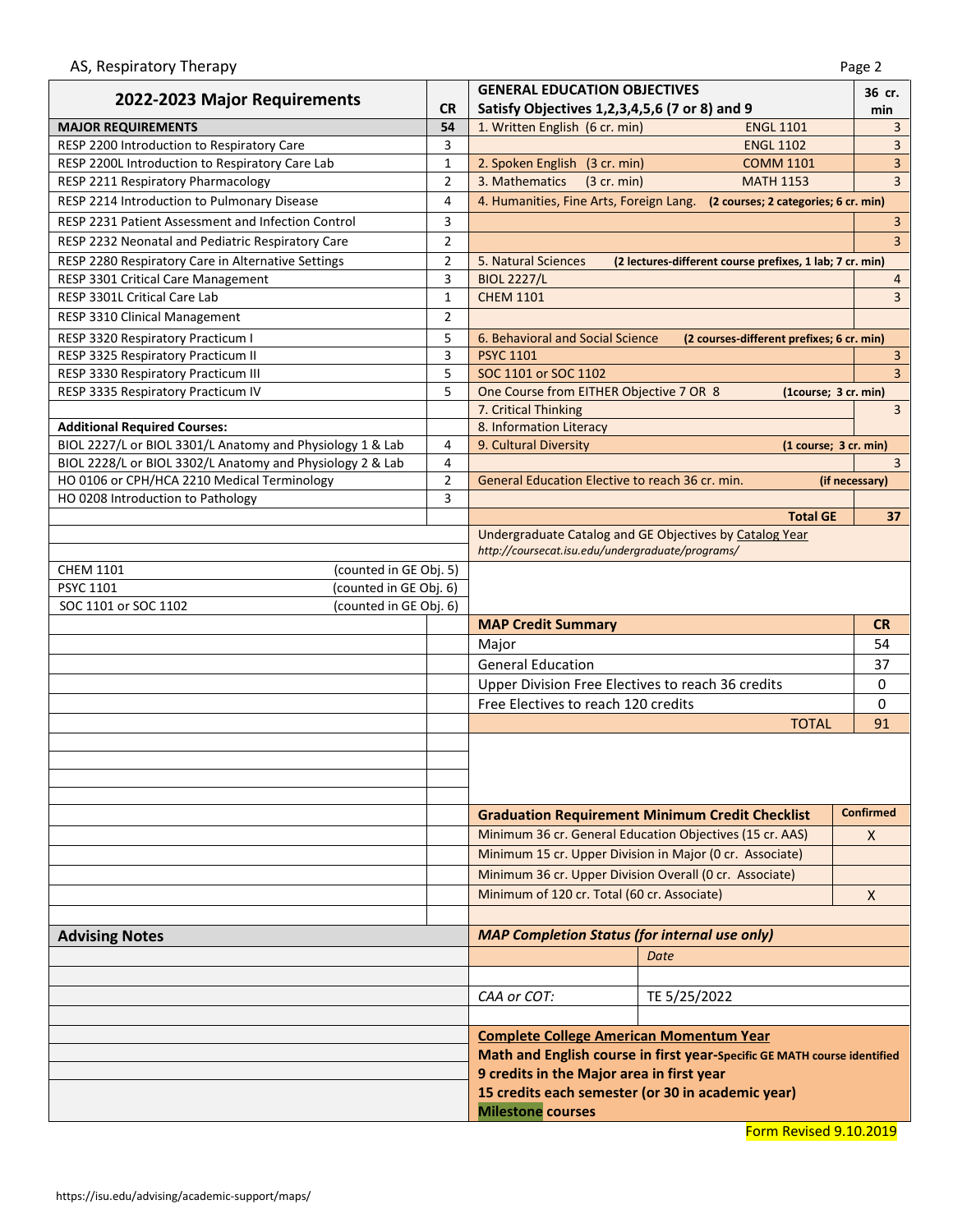AS, Respiratory Therapy

| 2022-2023 Major Requirements | CR |
|---|---|
| **MAJOR REQUIREMENTS** | **54** |
| RESP 2200 Introduction to Respiratory Care | 3 |
| RESP 2200L Introduction to Respiratory Care Lab | 1 |
| RESP 2211 Respiratory Pharmacology | 2 |
| RESP 2214 Introduction to Pulmonary Disease | 4 |
| RESP 2231 Patient Assessment and Infection Control | 3 |
| RESP 2232 Neonatal and Pediatric Respiratory Care | 2 |
| RESP 2280 Respiratory Care in Alternative Settings | 2 |
| RESP 3301 Critical Care Management | 3 |
| RESP 3301L Critical Care Lab | 1 |
| RESP 3310 Clinical Management | 2 |
| RESP 3320 Respiratory Practicum I | 5 |
| RESP 3325 Respiratory Practicum II | 3 |
| RESP 3330 Respiratory Practicum III | 5 |
| RESP 3335 Respiratory Practicum IV | 5 |
| **Additional Required Courses:** | |
| BIOL 2227/L or BIOL 3301/L Anatomy and Physiology 1 & Lab | 4 |
| BIOL 2228/L or BIOL 3302/L Anatomy and Physiology 2 & Lab | 4 |
| HO 0106 or CPH/HCA 2210 Medical Terminology | 2 |
| HO 0208 Introduction to Pathology | 3 |
| CHEM 1101 (counted in GE Obj. 5) | |
| PSYC 1101 (counted in GE Obj. 6) | |
| SOC 1101 or SOC 1102 (counted in GE Obj. 6) | |

| GENERAL EDUCATION OBJECTIVES<br>Satisfy Objectives 1,2,3,4,5,6 (7 or 8) and 9 | | 36 cr. min |
|---|---|---|
| 1. Written English (6 cr. min) | ENGL 1101 | 3 |
| | ENGL 1102 | 3 |
| 2. Spoken English (3 cr. min) | COMM 1101 | 3 |
| 3. Mathematics (3 cr. min) | MATH 1153 | 3 |
| 4. Humanities, Fine Arts, Foreign Lang. **(2 courses; 2 categories; 6 cr. min)** | | |
| | | 3 |
| | | 3 |
| 5. Natural Sciences **(2 lectures-different course prefixes, 1 lab; 7 cr. min)** | | |
| BIOL 2227/L | | 4 |
| CHEM 1101 | | 3 |
| | | |
| 6. Behavioral and Social Science **(2 courses-different prefixes; 6 cr. min)** | | |
| PSYC 1101 | | 3 |
| SOC 1101 or SOC 1102 | | 3 |
| One Course from EITHER Objective 7 OR 8 **(1course; 3 cr. min)** | | |
| 7. Critical Thinking | | 3 |
| 8. Information Literacy | | |
| 9. Cultural Diversity **(1 course; 3 cr. min)** | | |
| | | 3 |
| General Education Elective to reach 36 cr. min. **(if necessary)** | | |
| | | |
| | **Total GE** | **37** |

Undergraduate Catalog and GE Objectives by Catalog Year
*http://coursecat.isu.edu/undergraduate/programs/*

| MAP Credit Summary | CR |
|---|---|
| Major | 54 |
| General Education | 37 |
| Upper Division Free Electives to reach 36 credits | 0 |
| Free Electives to reach 120 credits | 0 |
| TOTAL | 91 |

| Graduation Requirement Minimum Credit Checklist | Confirmed |
|---|---|
| Minimum 36 cr. General Education Objectives (15 cr. AAS) | X |
| Minimum 15 cr. Upper Division in Major (0 cr. Associate) | |
| Minimum 36 cr. Upper Division Overall (0 cr. Associate) | |
| Minimum of 120 cr. Total (60 cr. Associate) | X |

## Advising Notes

| *MAP Completion Status (for internal use only)* | |
|---|---|
| | *Date* |
| *CAA or COT:* | TE 5/25/2022 |

**Complete College American Momentum Year**
**Math and English course in first year-Specific GE MATH course identified**
**9 credits in the Major area in first year**
**15 credits each semester (or 30 in academic year)**
**Milestone courses**

Form Revised 9.10.2019

https://isu.edu/advising/academic-support/maps/